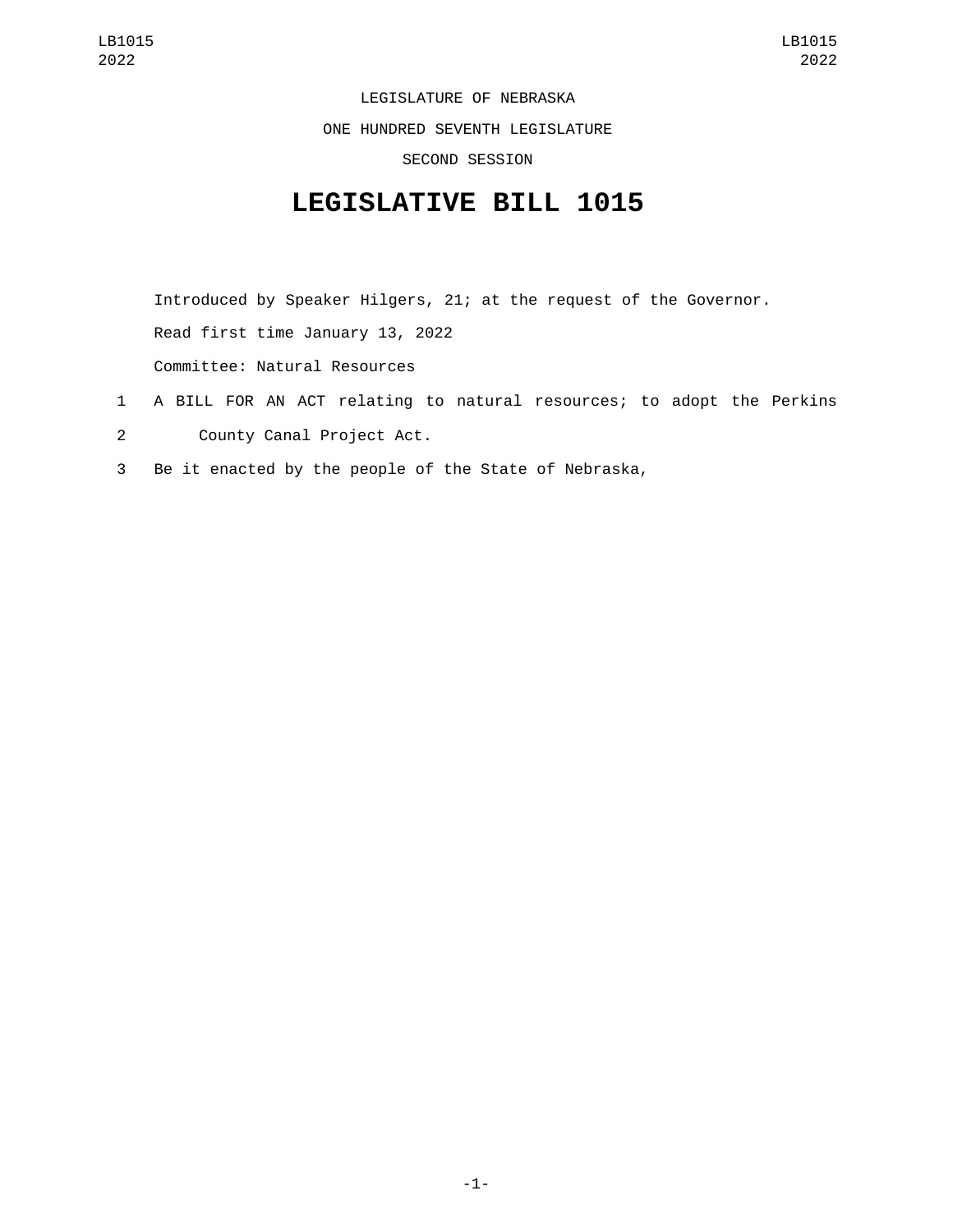LEGISLATURE OF NEBRASKA

ONE HUNDRED SEVENTH LEGISLATURE

SECOND SESSION

# LEGISLATIVE BILL 1015

Introduced by Speaker Hilgers, 21; at the request of the Governor.

Read first time January 13, 2022

Committee: Natural Resources

1 A BILL FOR AN ACT relating to natural resources; to adopt the Perkins
2 County Canal Project Act.
3 Be it enacted by the people of the State of Nebraska,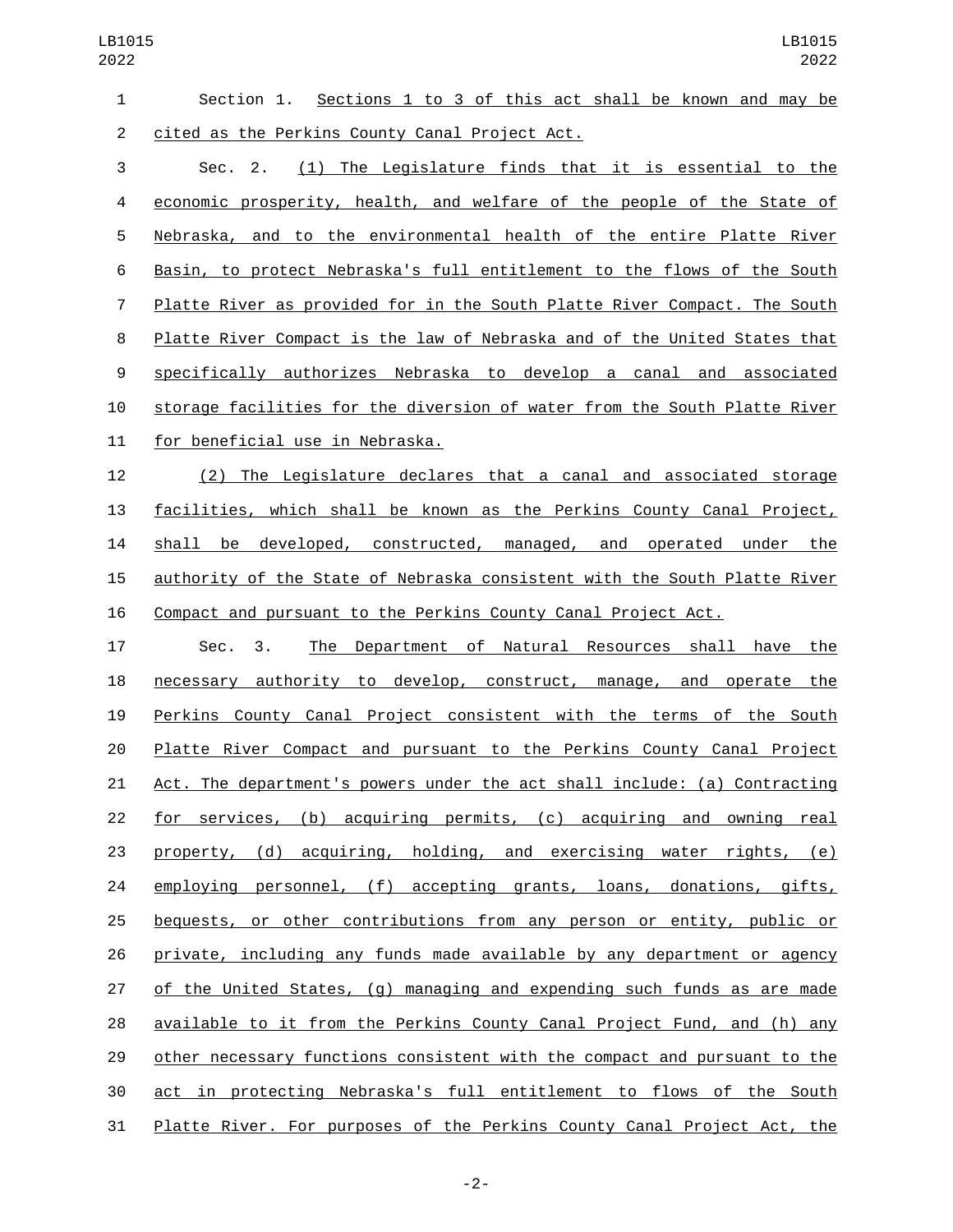Section 1. Sections 1 to 3 of this act shall be known and may be cited as the Perkins County Canal Project Act.

Sec. 2. (1) The Legislature finds that it is essential to the economic prosperity, health, and welfare of the people of the State of Nebraska, and to the environmental health of the entire Platte River Basin, to protect Nebraska's full entitlement to the flows of the South Platte River as provided for in the South Platte River Compact. The South Platte River Compact is the law of Nebraska and of the United States that specifically authorizes Nebraska to develop a canal and associated storage facilities for the diversion of water from the South Platte River for beneficial use in Nebraska.

(2) The Legislature declares that a canal and associated storage facilities, which shall be known as the Perkins County Canal Project, shall be developed, constructed, managed, and operated under the authority of the State of Nebraska consistent with the South Platte River Compact and pursuant to the Perkins County Canal Project Act.

Sec. 3. The Department of Natural Resources shall have the necessary authority to develop, construct, manage, and operate the Perkins County Canal Project consistent with the terms of the South Platte River Compact and pursuant to the Perkins County Canal Project Act. The department's powers under the act shall include: (a) Contracting for services, (b) acquiring permits, (c) acquiring and owning real property, (d) acquiring, holding, and exercising water rights, (e) employing personnel, (f) accepting grants, loans, donations, gifts, bequests, or other contributions from any person or entity, public or private, including any funds made available by any department or agency of the United States, (g) managing and expending such funds as are made available to it from the Perkins County Canal Project Fund, and (h) any other necessary functions consistent with the compact and pursuant to the act in protecting Nebraska's full entitlement to flows of the South Platte River. For purposes of the Perkins County Canal Project Act, the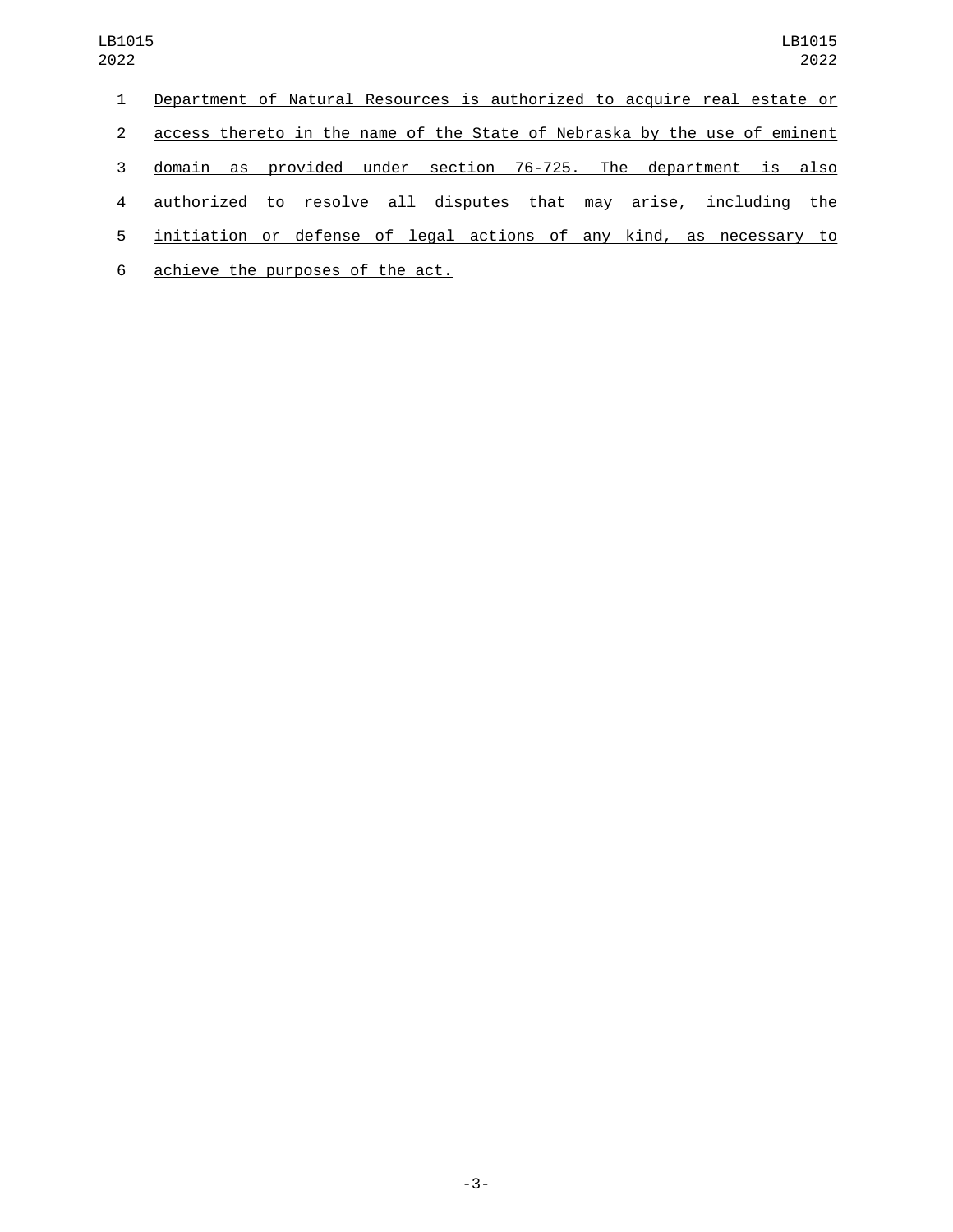Department of Natural Resources is authorized to acquire real estate or access thereto in the name of the State of Nebraska by the use of eminent domain as provided under section 76-725. The department is also authorized to resolve all disputes that may arise, including the initiation or defense of legal actions of any kind, as necessary to achieve the purposes of the act.